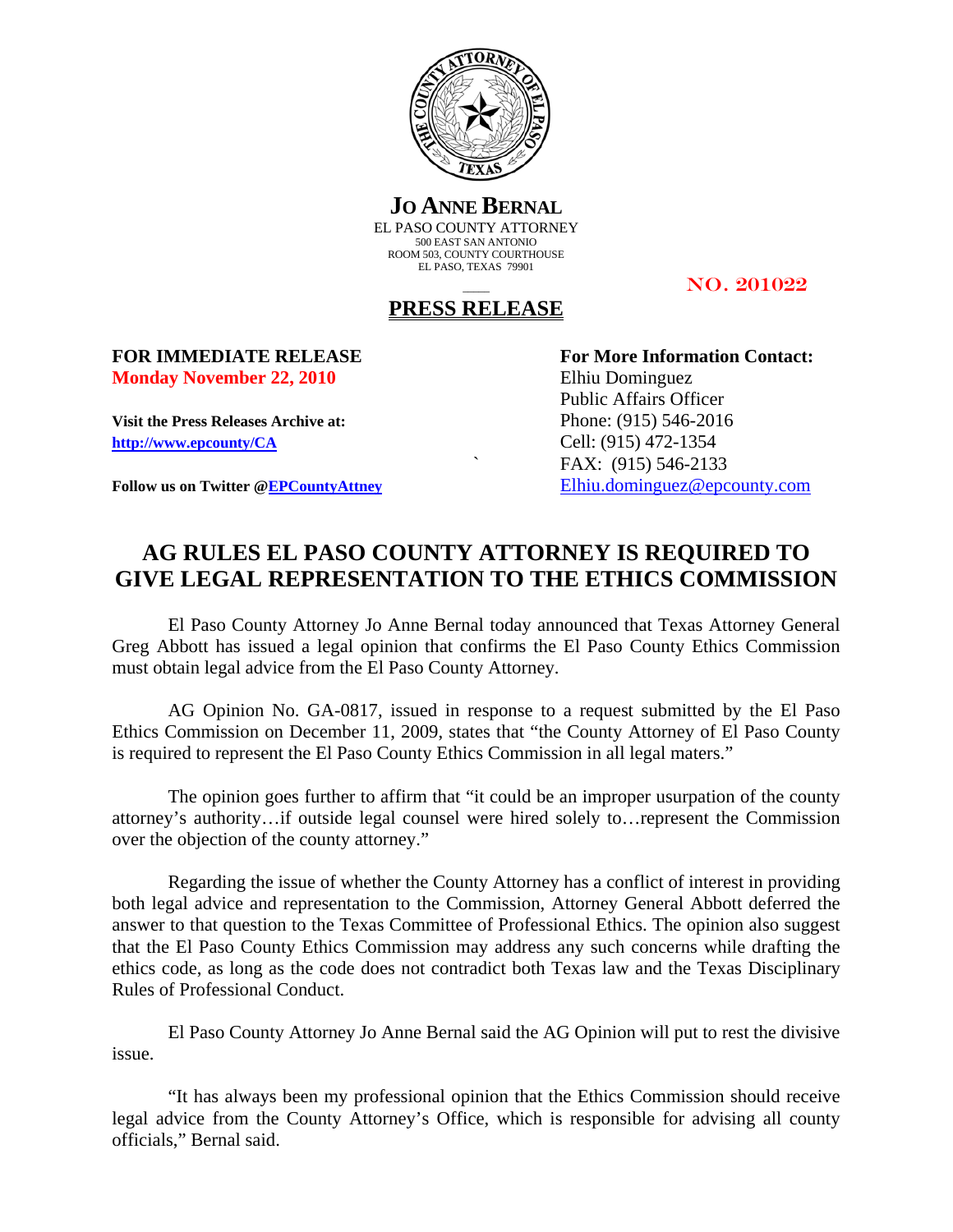**JO ANNE BERNAL**
EL PASO COUNTY ATTORNEY
500 EAST SAN ANTONIO
ROOM 503, COUNTY COURTHOUSE
EL PASO, TEXAS 79901

NO. 201022

**PRESS RELEASE**

**FOR IMMEDIATE RELEASE**
**Monday November 22, 2010**

**Visit the Press Releases Archive at:**
**http://www.epcounty/CA**

**Follow us on Twitter @EPCountyAttney**

**For More Information Contact:**
Elhiu Dominguez
Public Affairs Officer
Phone: (915) 546-2016
Cell: (915) 472-1354
FAX: (915) 546-2133
Elhiu.dominguez@epcounty.com

# AG RULES EL PASO COUNTY ATTORNEY IS REQUIRED TO GIVE LEGAL REPRESENTATION TO THE ETHICS COMMISSION

El Paso County Attorney Jo Anne Bernal today announced that Texas Attorney General Greg Abbott has issued a legal opinion that confirms the El Paso County Ethics Commission must obtain legal advice from the El Paso County Attorney.

AG Opinion No. GA-0817, issued in response to a request submitted by the El Paso Ethics Commission on December 11, 2009, states that "the County Attorney of El Paso County is required to represent the El Paso County Ethics Commission in all legal maters."

The opinion goes further to affirm that "it could be an improper usurpation of the county attorney's authority…if outside legal counsel were hired solely to…represent the Commission over the objection of the county attorney."

Regarding the issue of whether the County Attorney has a conflict of interest in providing both legal advice and representation to the Commission, Attorney General Abbott deferred the answer to that question to the Texas Committee of Professional Ethics. The opinion also suggest that the El Paso County Ethics Commission may address any such concerns while drafting the ethics code, as long as the code does not contradict both Texas law and the Texas Disciplinary Rules of Professional Conduct.

El Paso County Attorney Jo Anne Bernal said the AG Opinion will put to rest the divisive issue.

"It has always been my professional opinion that the Ethics Commission should receive legal advice from the County Attorney's Office, which is responsible for advising all county officials," Bernal said.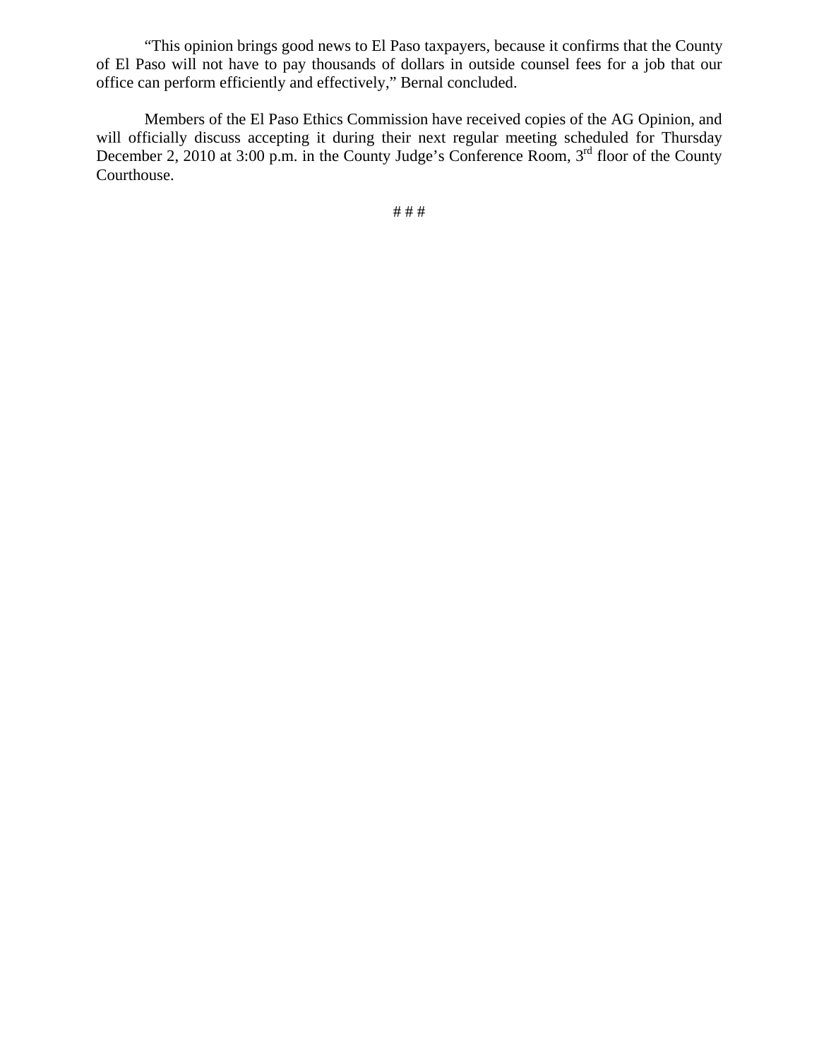"This opinion brings good news to El Paso taxpayers, because it confirms that the County of El Paso will not have to pay thousands of dollars in outside counsel fees for a job that our office can perform efficiently and effectively," Bernal concluded.

Members of the El Paso Ethics Commission have received copies of the AG Opinion, and will officially discuss accepting it during their next regular meeting scheduled for Thursday December 2, 2010 at 3:00 p.m. in the County Judge's Conference Room, 3rd floor of the County Courthouse.

# # #